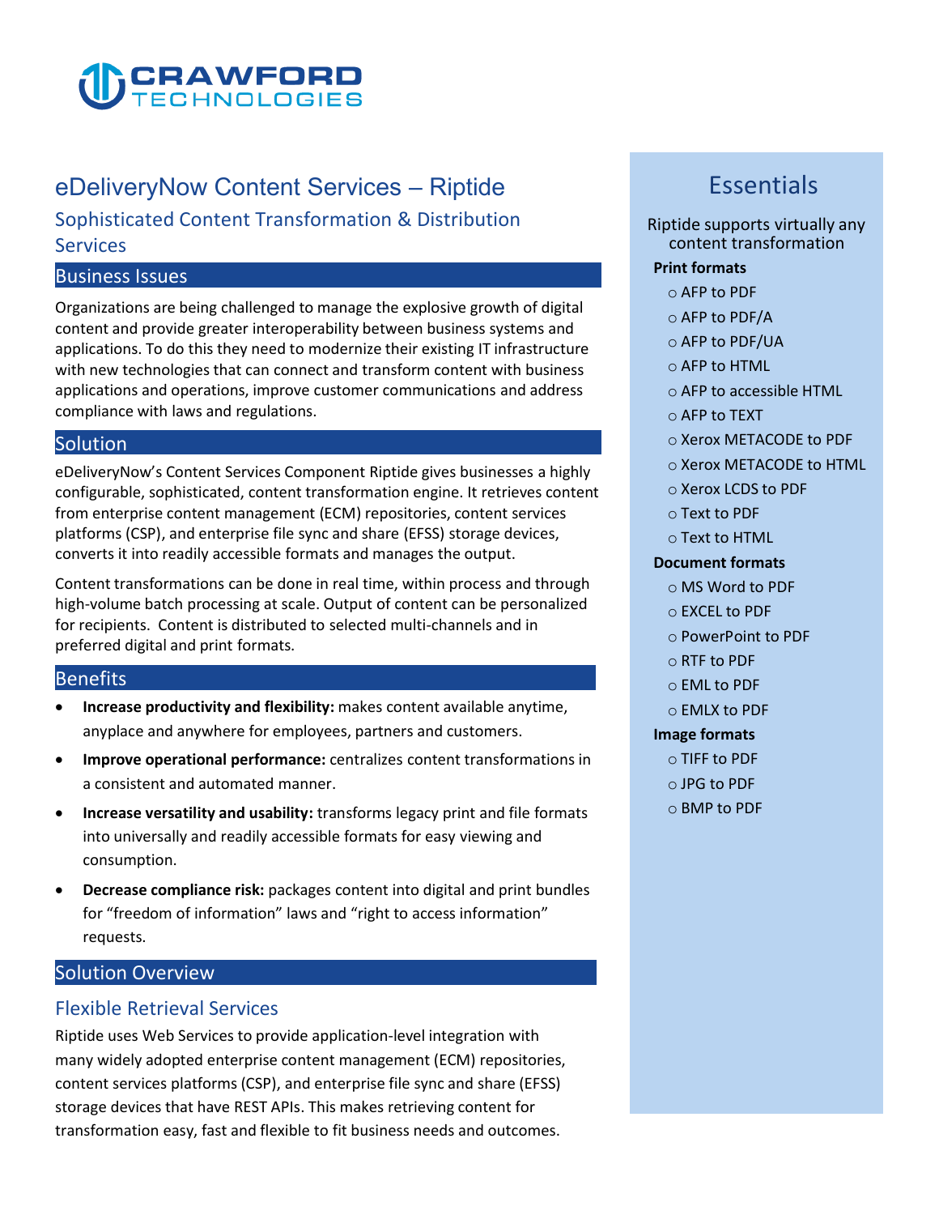CRAWFORD TECHNOLOGIES

# eDeliveryNow Content Services – Riptide

## Sophisticated Content Transformation & Distribution Services

## Business Issues

Organizations are being challenged to manage the explosive growth of digital content and provide greater interoperability between business systems and applications. To do this they need to modernize their existing IT infrastructure with new technologies that can connect and transform content with business applications and operations, improve customer communications and address compliance with laws and regulations.

## Solution

eDeliveryNow's Content Services Component Riptide gives businesses a highly configurable, sophisticated, content transformation engine. It retrieves content from enterprise content management (ECM) repositories, content services platforms (CSP), and enterprise file sync and share (EFSS) storage devices, converts it into readily accessible formats and manages the output.

Content transformations can be done in real time, within process and through high-volume batch processing at scale. Output of content can be personalized for recipients. Content is distributed to selected multi-channels and in preferred digital and print formats.

## Benefits

- **Increase productivity and flexibility:** makes content available anytime, anyplace and anywhere for employees, partners and customers.
- **Improve operational performance:** centralizes content transformations in a consistent and automated manner.
- **Increase versatility and usability:** transforms legacy print and file formats into universally and readily accessible formats for easy viewing and consumption.
- **Decrease compliance risk:** packages content into digital and print bundles for "freedom of information" laws and "right to access information" requests.

## Solution Overview

### Flexible Retrieval Services

Riptide uses Web Services to provide application-level integration with many widely adopted enterprise content management (ECM) repositories, content services platforms (CSP), and enterprise file sync and share (EFSS) storage devices that have REST APIs. This makes retrieving content for transformation easy, fast and flexible to fit business needs and outcomes.

## Essentials

Riptide supports virtually any content transformation

**Print formats**

- AFP to PDF
- AFP to PDF/A
- AFP to PDF/UA
- AFP to HTML
- AFP to accessible HTML
- AFP to TEXT
- Xerox METACODE to PDF
- Xerox METACODE to HTML
- Xerox LCDS to PDF
- Text to PDF
- Text to HTML

**Document formats**

- MS Word to PDF
- EXCEL to PDF
- PowerPoint to PDF
- RTF to PDF
- EML to PDF
- EMLX to PDF

**Image formats**

- TIFF to PDF
- JPG to PDF
- BMP to PDF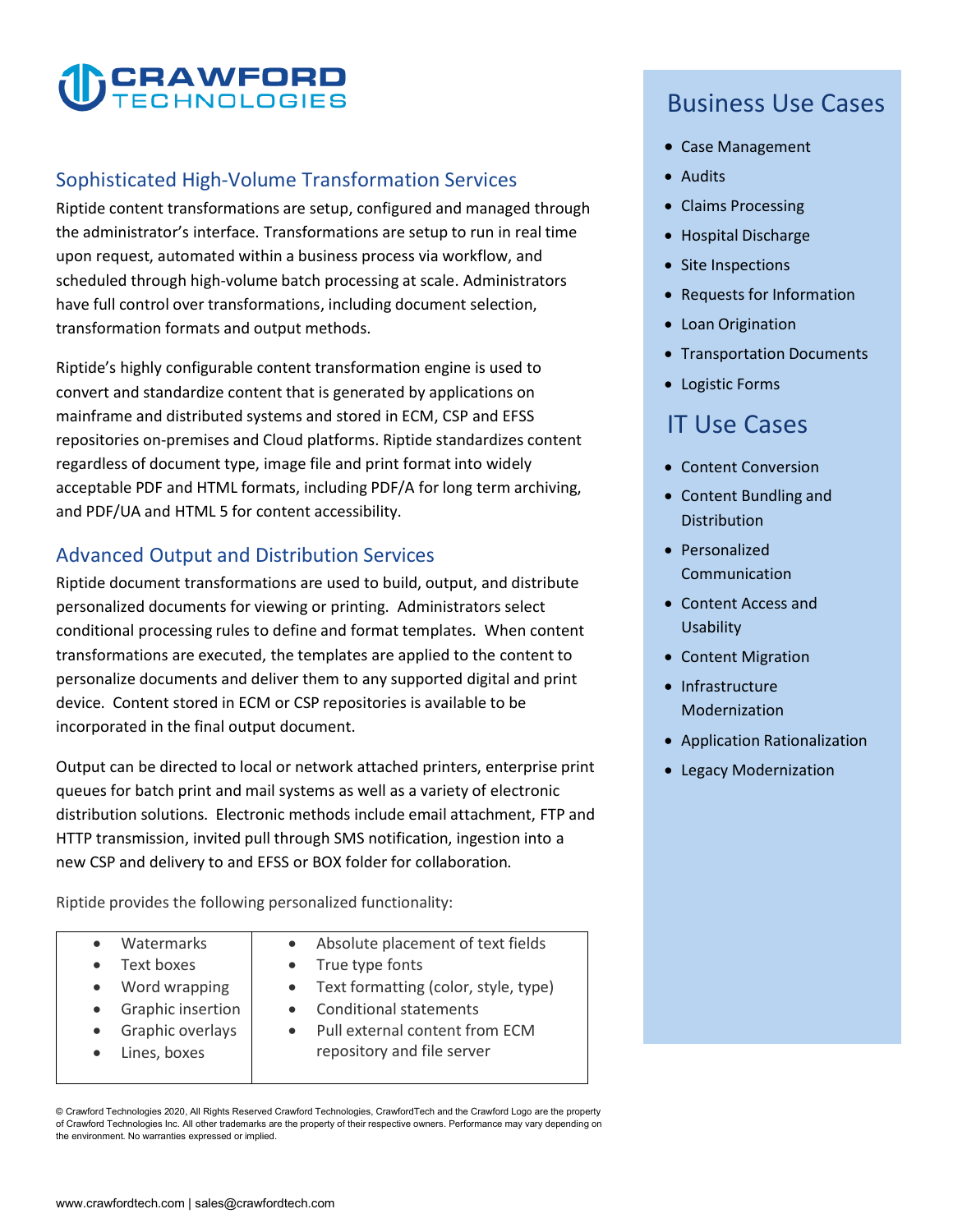CRAWFORD TECHNOLOGIES

## Sophisticated High-Volume Transformation Services

Riptide content transformations are setup, configured and managed through the administrator's interface. Transformations are setup to run in real time upon request, automated within a business process via workflow, and scheduled through high-volume batch processing at scale. Administrators have full control over transformations, including document selection, transformation formats and output methods.

Riptide's highly configurable content transformation engine is used to convert and standardize content that is generated by applications on mainframe and distributed systems and stored in ECM, CSP and EFSS repositories on-premises and Cloud platforms. Riptide standardizes content regardless of document type, image file and print format into widely acceptable PDF and HTML formats, including PDF/A for long term archiving, and PDF/UA and HTML 5 for content accessibility.

## Advanced Output and Distribution Services

Riptide document transformations are used to build, output, and distribute personalized documents for viewing or printing. Administrators select conditional processing rules to define and format templates. When content transformations are executed, the templates are applied to the content to personalize documents and deliver them to any supported digital and print device. Content stored in ECM or CSP repositories is available to be incorporated in the final output document.

Output can be directed to local or network attached printers, enterprise print queues for batch print and mail systems as well as a variety of electronic distribution solutions. Electronic methods include email attachment, FTP and HTTP transmission, invited pull through SMS notification, ingestion into a new CSP and delivery to and EFSS or BOX folder for collaboration.

Riptide provides the following personalized functionality:

| | |
|---|---|
| • Watermarks<br>• Text boxes<br>• Word wrapping<br>• Graphic insertion<br>• Graphic overlays<br>• Lines, boxes | • Absolute placement of text fields<br>• True type fonts<br>• Text formatting (color, style, type)<br>• Conditional statements<br>• Pull external content from ECM repository and file server |

## Business Use Cases

- Case Management
- Audits
- Claims Processing
- Hospital Discharge
- Site Inspections
- Requests for Information
- Loan Origination
- Transportation Documents
- Logistic Forms

## IT Use Cases

- Content Conversion
- Content Bundling and Distribution
- Personalized Communication
- Content Access and Usability
- Content Migration
- Infrastructure Modernization
- Application Rationalization
- Legacy Modernization

© Crawford Technologies 2020, All Rights Reserved Crawford Technologies, CrawfordTech and the Crawford Logo are the property of Crawford Technologies Inc. All other trademarks are the property of their respective owners. Performance may vary depending on the environment. No warranties expressed or implied.

www.crawfordtech.com | sales@crawfordtech.com